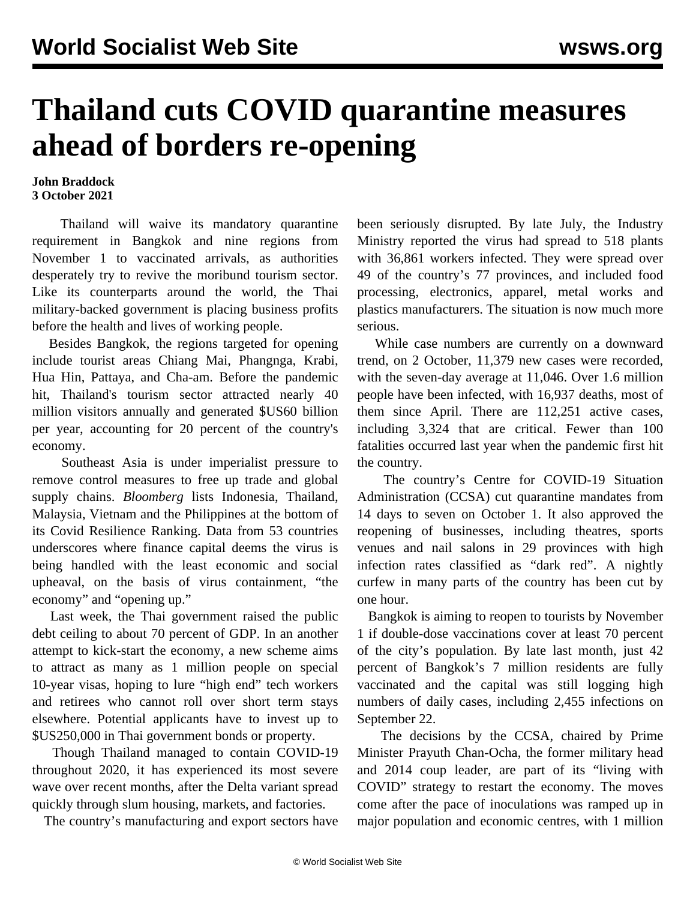# Thailand cuts COVID quarantine measures ahead of borders re-opening

**John Braddock**
**3 October 2021**

Thailand will waive its mandatory quarantine requirement in Bangkok and nine regions from November 1 to vaccinated arrivals, as authorities desperately try to revive the moribund tourism sector. Like its counterparts around the world, the Thai military-backed government is placing business profits before the health and lives of working people.

Besides Bangkok, the regions targeted for opening include tourist areas Chiang Mai, Phangnga, Krabi, Hua Hin, Pattaya, and Cha-am. Before the pandemic hit, Thailand's tourism sector attracted nearly 40 million visitors annually and generated $US60 billion per year, accounting for 20 percent of the country's economy.

Southeast Asia is under imperialist pressure to remove control measures to free up trade and global supply chains. *Bloomberg* lists Indonesia, Thailand, Malaysia, Vietnam and the Philippines at the bottom of its Covid Resilience Ranking. Data from 53 countries underscores where finance capital deems the virus is being handled with the least economic and social upheaval, on the basis of virus containment, "the economy" and "opening up."

Last week, the Thai government raised the public debt ceiling to about 70 percent of GDP. In an another attempt to kick-start the economy, a new scheme aims to attract as many as 1 million people on special 10-year visas, hoping to lure "high end" tech workers and retirees who cannot roll over short term stays elsewhere. Potential applicants have to invest up to $US250,000 in Thai government bonds or property.

Though Thailand managed to contain COVID-19 throughout 2020, it has experienced its most severe wave over recent months, after the Delta variant spread quickly through slum housing, markets, and factories.

The country's manufacturing and export sectors have been seriously disrupted. By late July, the Industry Ministry reported the virus had spread to 518 plants with 36,861 workers infected. They were spread over 49 of the country's 77 provinces, and included food processing, electronics, apparel, metal works and plastics manufacturers. The situation is now much more serious.

While case numbers are currently on a downward trend, on 2 October, 11,379 new cases were recorded, with the seven-day average at 11,046. Over 1.6 million people have been infected, with 16,937 deaths, most of them since April. There are 112,251 active cases, including 3,324 that are critical. Fewer than 100 fatalities occurred last year when the pandemic first hit the country.

The country's Centre for COVID-19 Situation Administration (CCSA) cut quarantine mandates from 14 days to seven on October 1. It also approved the reopening of businesses, including theatres, sports venues and nail salons in 29 provinces with high infection rates classified as "dark red". A nightly curfew in many parts of the country has been cut by one hour.

Bangkok is aiming to reopen to tourists by November 1 if double-dose vaccinations cover at least 70 percent of the city's population. By late last month, just 42 percent of Bangkok's 7 million residents are fully vaccinated and the capital was still logging high numbers of daily cases, including 2,455 infections on September 22.

The decisions by the CCSA, chaired by Prime Minister Prayuth Chan-Ocha, the former military head and 2014 coup leader, are part of its "living with COVID" strategy to restart the economy. The moves come after the pace of inoculations was ramped up in major population and economic centres, with 1 million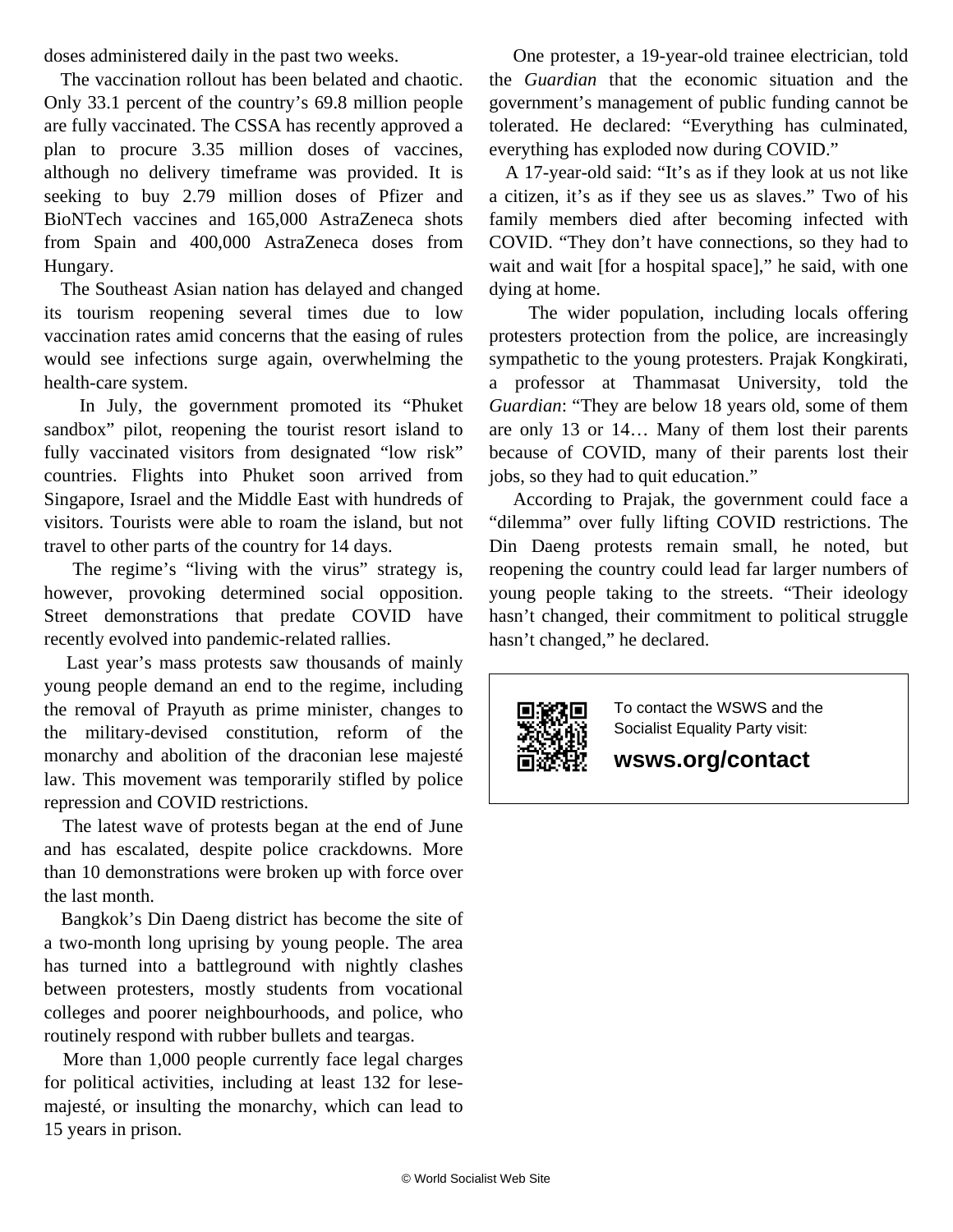doses administered daily in the past two weeks.

The vaccination rollout has been belated and chaotic. Only 33.1 percent of the country's 69.8 million people are fully vaccinated. The CSSA has recently approved a plan to procure 3.35 million doses of vaccines, although no delivery timeframe was provided. It is seeking to buy 2.79 million doses of Pfizer and BioNTech vaccines and 165,000 AstraZeneca shots from Spain and 400,000 AstraZeneca doses from Hungary.

The Southeast Asian nation has delayed and changed its tourism reopening several times due to low vaccination rates amid concerns that the easing of rules would see infections surge again, overwhelming the health-care system.

In July, the government promoted its "Phuket sandbox" pilot, reopening the tourist resort island to fully vaccinated visitors from designated "low risk" countries. Flights into Phuket soon arrived from Singapore, Israel and the Middle East with hundreds of visitors. Tourists were able to roam the island, but not travel to other parts of the country for 14 days.

The regime's "living with the virus" strategy is, however, provoking determined social opposition. Street demonstrations that predate COVID have recently evolved into pandemic-related rallies.

Last year's mass protests saw thousands of mainly young people demand an end to the regime, including the removal of Prayuth as prime minister, changes to the military-devised constitution, reform of the monarchy and abolition of the draconian lese majesté law. This movement was temporarily stifled by police repression and COVID restrictions.

The latest wave of protests began at the end of June and has escalated, despite police crackdowns. More than 10 demonstrations were broken up with force over the last month.

Bangkok's Din Daeng district has become the site of a two-month long uprising by young people. The area has turned into a battleground with nightly clashes between protesters, mostly students from vocational colleges and poorer neighbourhoods, and police, who routinely respond with rubber bullets and teargas.

More than 1,000 people currently face legal charges for political activities, including at least 132 for lese-majesté, or insulting the monarchy, which can lead to 15 years in prison.

One protester, a 19-year-old trainee electrician, told the *Guardian* that the economic situation and the government's management of public funding cannot be tolerated. He declared: "Everything has culminated, everything has exploded now during COVID."

A 17-year-old said: "It's as if they look at us not like a citizen, it's as if they see us as slaves." Two of his family members died after becoming infected with COVID. "They don't have connections, so they had to wait and wait [for a hospital space]," he said, with one dying at home.

The wider population, including locals offering protesters protection from the police, are increasingly sympathetic to the young protesters. Prajak Kongkirati, a professor at Thammasat University, told the *Guardian*: "They are below 18 years old, some of them are only 13 or 14… Many of them lost their parents because of COVID, many of their parents lost their jobs, so they had to quit education."

According to Prajak, the government could face a "dilemma" over fully lifting COVID restrictions. The Din Daeng protests remain small, he noted, but reopening the country could lead far larger numbers of young people taking to the streets. "Their ideology hasn't changed, their commitment to political struggle hasn't changed," he declared.

To contact the WSWS and the Socialist Equality Party visit:

**wsws.org/contact**